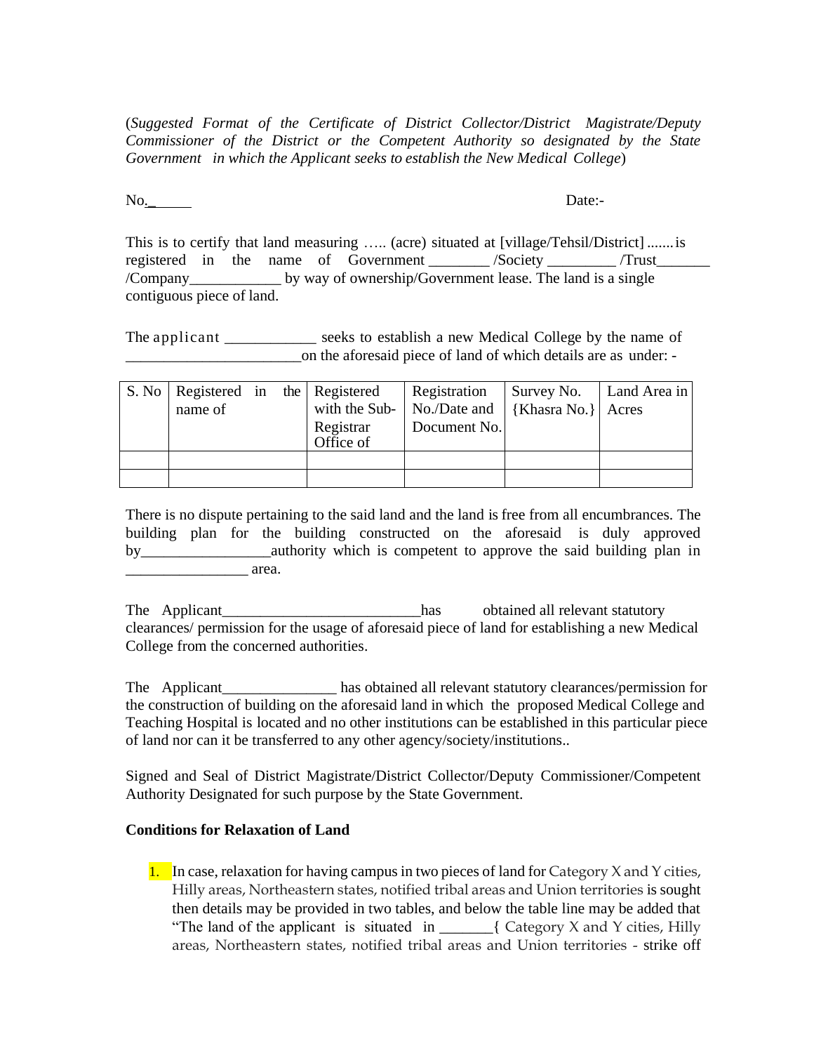(*Suggested Format of the Certificate of District Collector/District Magistrate/Deputy Commissioner of the District or the Competent Authority so designated by the State Government in which the Applicant seeks to establish the New Medical College*)

No._____ Date:-

This is to certify that land measuring ….. (acre) situated at [village/Tehsil/District] ....... is registered in the name of Government ________ /Society _________ /Trust_______ /Company____________ by way of ownership/Government lease. The land is a single contiguous piece of land.

The applicant ____________ seeks to establish a new Medical College by the name of _______________________on the aforesaid piece of land of which details are as under: -

| S. No | Registered in the name of | Registered with the Sub-Registrar Office of | Registration No./Date and Document No. | Survey No. {Khasra No.} | Land Area in Acres |
|---|---|---|---|---|---|
| | | | | | |
| | | | | | |

There is no dispute pertaining to the said land and the land is free from all encumbrances. The building plan for the building constructed on the aforesaid is duly approved by_________________authority which is competent to approve the said building plan in ________________ area.

The Applicant__________________________has obtained all relevant statutory clearances/ permission for the usage of aforesaid piece of land for establishing a new Medical College from the concerned authorities.

The Applicant_______________ has obtained all relevant statutory clearances/permission for the construction of building on the aforesaid land in which the proposed Medical College and Teaching Hospital is located and no other institutions can be established in this particular piece of land nor can it be transferred to any other agency/society/institutions..

Signed and Seal of District Magistrate/District Collector/Deputy Commissioner/Competent Authority Designated for such purpose by the State Government.

**Conditions for Relaxation of Land**

1. In case, relaxation for having campus in two pieces of land for Category X and Y cities, Hilly areas, Northeastern states, notified tribal areas and Union territories is sought then details may be provided in two tables, and below the table line may be added that "The land of the applicant is situated in _______{ Category X and Y cities, Hilly areas, Northeastern states, notified tribal areas and Union territories - strike off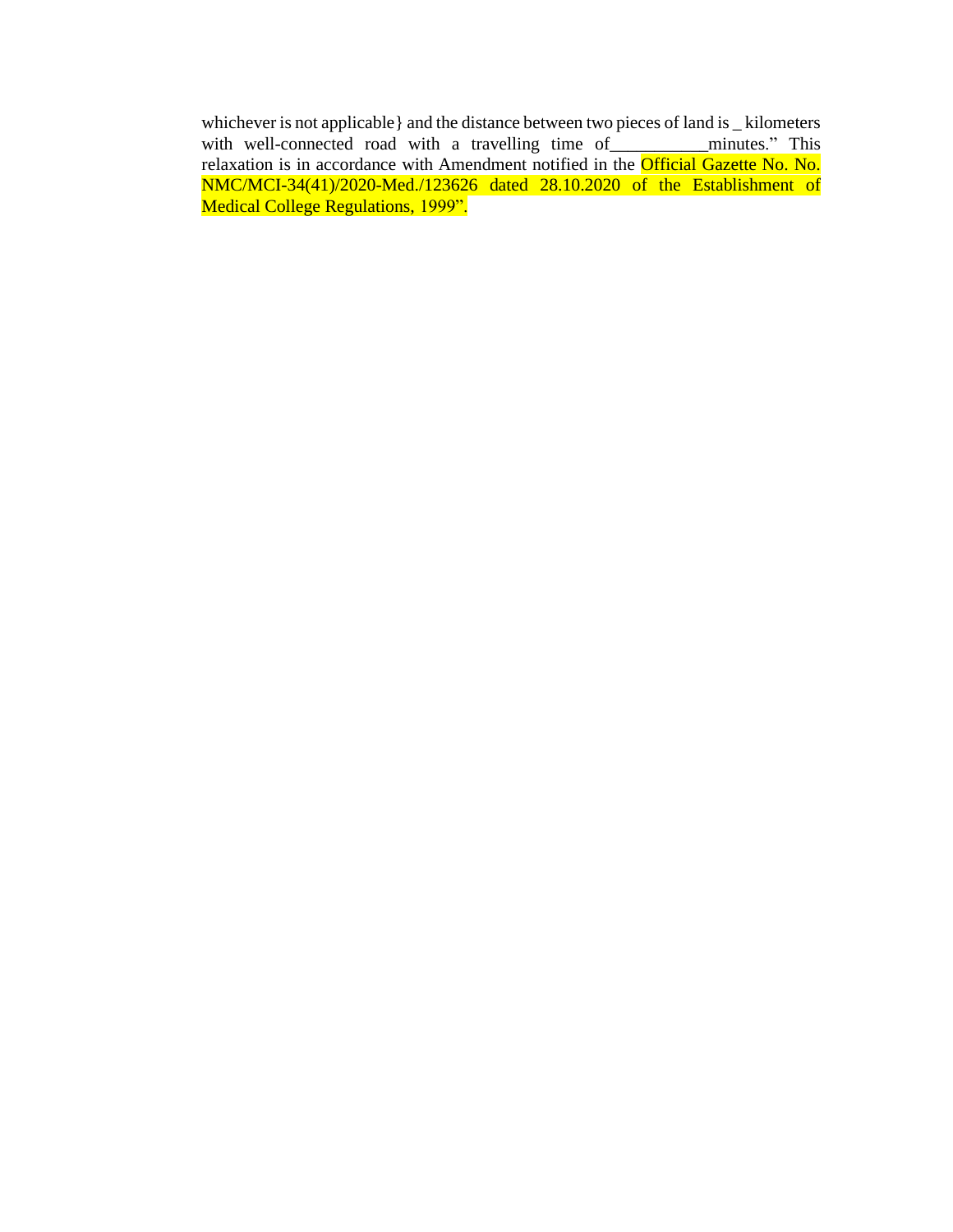whichever is not applicable} and the distance between two pieces of land is _ kilometers with well-connected road with a travelling time of___________minutes." This relaxation is in accordance with Amendment notified in the Official Gazette No. No. NMC/MCI-34(41)/2020-Med./123626 dated 28.10.2020 of the Establishment of Medical College Regulations, 1999".